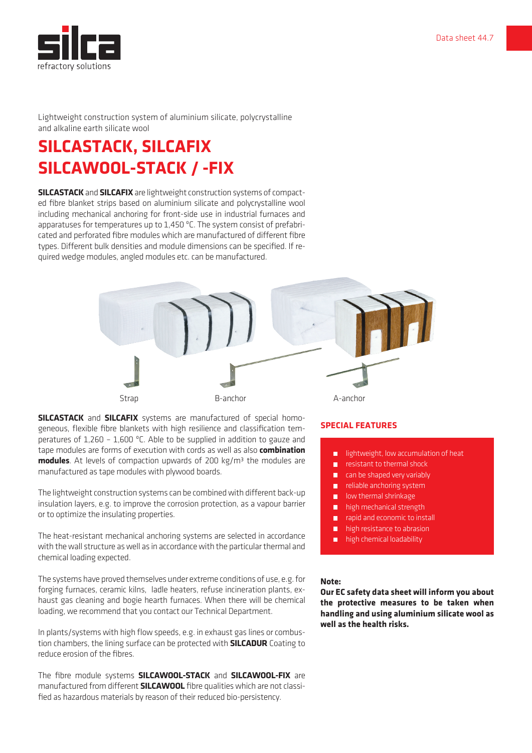Lightweight construction system of aluminium silicate, polycrystalline and alkaline earth silicate wool

# SILCASTACK, SILCAFIX SILCAWOOL-STACK / -FIX

**SILCASTACK** and **SILCAFIX** are lightweight construction systems of compacted fibre blanket strips based on aluminium silicate and polycrystalline wool including mechanical anchoring for front-side use in industrial furnaces and apparatuses for temperatures up to 1,450 °C. The system consist of prefabricated and perforated fibre modules which are manufactured of different fibre types. Different bulk densities and module dimensions can be specified. If required wedge modules, angled modules etc. can be manufactured.

Strap B-anchor A-anchor

**SILCASTACK** and **SILCAFIX** systems are manufactured of special homogeneous, flexible fibre blankets with high resilience and classification temperatures of 1,260 – 1,600 °C. Able to be supplied in addition to gauze and tape modules are forms of execution with cords as well as also **combination modules**. At levels of compaction upwards of 200 kg/m³ the modules are manufactured as tape modules with plywood boards.

The lightweight construction systems can be combined with different back-up insulation layers, e.g. to improve the corrosion protection, as a vapour barrier or to optimize the insulating properties.

The heat-resistant mechanical anchoring systems are selected in accordance with the wall structure as well as in accordance with the particular thermal and chemical loading expected.

The systems have proved themselves under extreme conditions of use, e.g. for forging furnaces, ceramic kilns, ladle heaters, refuse incineration plants, exhaust gas cleaning and bogie hearth furnaces. When there will be chemical loading, we recommend that you contact our Technical Department.

In plants/systems with high flow speeds, e.g. in exhaust gas lines or combustion chambers, the lining surface can be protected with **SILCADUR** Coating to reduce erosion of the fibres.

The fibre module systems **SILCAWOOL-STACK** and **SILCAWOOL-FIX** are manufactured from different **SILCAWOOL** fibre qualities which are not classified as hazardous materials by reason of their reduced bio-persistency.

## SPECIAL FEATURES

- lightweight, low accumulation of heat
- resistant to thermal shock
- can be shaped very variably
- reliable anchoring system
- low thermal shrinkage
- high mechanical strength
- rapid and economic to install
- high resistance to abrasion
- high chemical loadability

**Note:**
**Our EC safety data sheet will inform you about the protective measures to be taken when handling and using aluminium silicate wool as well as the health risks.**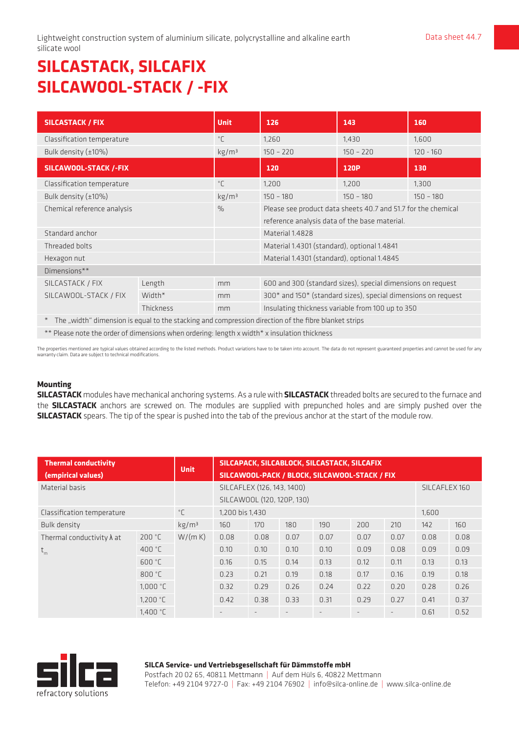Lightweight construction system of aluminium silicate, polycrystalline and alkaline earth silicate wool

Data sheet 44.7

# SILCASTACK, SILCAFIX
# SILCAWOOL-STACK / -FIX

| SILCASTACK / FIX | | Unit | 126 | 143 | 160 |
|---|---|---|---|---|---|
| Classification temperature | | °C | 1,260 | 1,430 | 1,600 |
| Bulk density (±10%) | | kg/m³ | 150 – 220 | 150 – 220 | 120 - 160 |
| **SILCAWOOL-STACK /-FIX** | | | **120** | **120P** | **130** |
| Classification temperature | | °C | 1,200 | 1,200 | 1,300 |
| Bulk density (±10%) | | kg/m³ | 150 – 180 | 150 – 180 | 150 – 180 |
| Chemical reference analysis | | % | Please see product data sheets 40.7 and 51.7 for the chemical reference analysis data of the base material. | | |
| Standard anchor | | | Material 1.4828 | | |
| Threaded bolts | | | Material 1.4301 (standard), optional 1.4841 | | |
| Hexagon nut | | | Material 1.4301 (standard), optional 1.4845 | | |
| Dimensions** | | | | | |
| SILCASTACK / FIX | Length | mm | 600 and 300 (standard sizes), special dimensions on request | | |
| SILCAWOOL-STACK / FIX | Width* | mm | 300* and 150* (standard sizes), special dimensions on request | | |
| | Thickness | mm | Insulating thickness variable from 100 up to 350 | | |

\* The „width" dimension is equal to the stacking and compression direction of the fibre blanket strips

** Please note the order of dimensions when ordering: length x width* x insulation thickness

The properties mentioned are typical values obtained according to the listed methods. Product variations have to be taken into account. The data do not represent guaranteed properties and cannot be used for any warranty claim. Data are subject to technical modifications.

## Mounting

**SILCASTACK** modules have mechanical anchoring systems. As a rule with **SILCASTACK** threaded bolts are secured to the furnace and the **SILCASTACK** anchors are screwed on. The modules are supplied with prepunched holes and are simply pushed over the **SILCASTACK** spears. The tip of the spear is pushed into the tab of the previous anchor at the start of the module row.

| Thermal conductivity (empirical values) | | Unit | SILCAPACK, SILCABLOCK, SILCASTACK, SILCAFIX SILCAWOOL-PACK / BLOCK, SILCAWOOL-STACK / FIX | | | | | | | |
|---|---|---|---|---|---|---|---|---|---|---|
| Material basis | | | SILCAFLEX (126, 143, 1400) SILCAWOOL (120, 120P, 130) | | | | | | SILCAFLEX 160 | |
| Classification temperature | | °C | 1,200 bis 1,430 | | | | | | 1,600 | |
| Bulk density | | kg/m³ | 160 | 170 | 180 | 190 | 200 | 210 | 142 | 160 |
| Thermal conductivity λ at $t_m$ | 200 °C | W/(m K) | 0.08 | 0.08 | 0.07 | 0.07 | 0.07 | 0.07 | 0.08 | 0.08 |
| | 400 °C | | 0.10 | 0.10 | 0.10 | 0.10 | 0.09 | 0.08 | 0.09 | 0.09 |
| | 600 °C | | 0.16 | 0.15 | 0.14 | 0.13 | 0.12 | 0.11 | 0.13 | 0.13 |
| | 800 °C | | 0.23 | 0.21 | 0.19 | 0.18 | 0.17 | 0.16 | 0.19 | 0.18 |
| | 1,000 °C | | 0.32 | 0.29 | 0.26 | 0.24 | 0.22 | 0.20 | 0.28 | 0.26 |
| | 1,200 °C | | 0.42 | 0.38 | 0.33 | 0.31 | 0.29 | 0.27 | 0.41 | 0.37 |
| | 1,400 °C | | - | - | - | - | - | - | 0.61 | 0.52 |

silca refractory solutions

**SILCA Service- und Vertriebsgesellschaft für Dämmstoffe mbH**
Postfach 20 02 65, 40811 Mettmann | Auf dem Hüls 6, 40822 Mettmann
Telefon: +49 2104 9727-0 | Fax: +49 2104 76902 | info@silca-online.de | www.silca-online.de